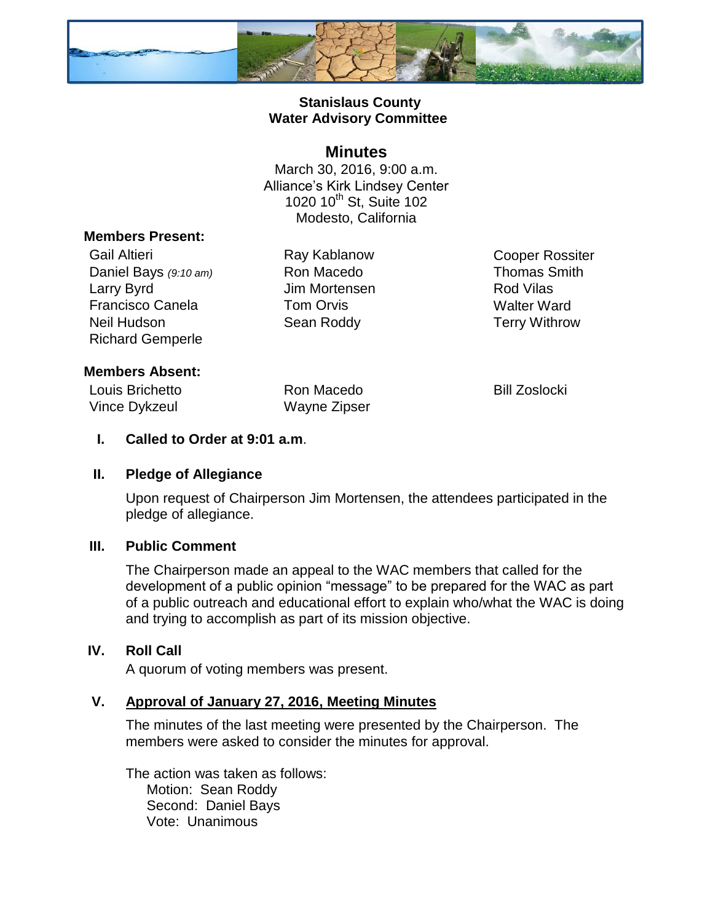**Stanislaus County**
**Water Advisory Committee**

# Minutes

March 30, 2016, 9:00 a.m.
Alliance's Kirk Lindsey Center
1020 10th St, Suite 102
Modesto, California

**Members Present:**

Gail Altieri
Daniel Bays *(9:10 am)*
Larry Byrd
Francisco Canela
Neil Hudson
Richard Gemperle
Ray Kablanow
Ron Macedo
Jim Mortensen
Tom Orvis
Sean Roddy
Cooper Rossiter
Thomas Smith
Rod Vilas
Walter Ward
Terry Withrow

**Members Absent:**

Louis Brichetto
Vince Dykzeul
Ron Macedo
Wayne Zipser
Bill Zoslocki

**I. Called to Order at 9:01 a.m**.

**II. Pledge of Allegiance**

Upon request of Chairperson Jim Mortensen, the attendees participated in the pledge of allegiance.

**III. Public Comment**

The Chairperson made an appeal to the WAC members that called for the development of a public opinion "message" to be prepared for the WAC as part of a public outreach and educational effort to explain who/what the WAC is doing and trying to accomplish as part of its mission objective.

**IV. Roll Call**

A quorum of voting members was present.

**V. Approval of January 27, 2016, Meeting Minutes**

The minutes of the last meeting were presented by the Chairperson. The members were asked to consider the minutes for approval.

The action was taken as follows:
Motion: Sean Roddy
Second: Daniel Bays
Vote: Unanimous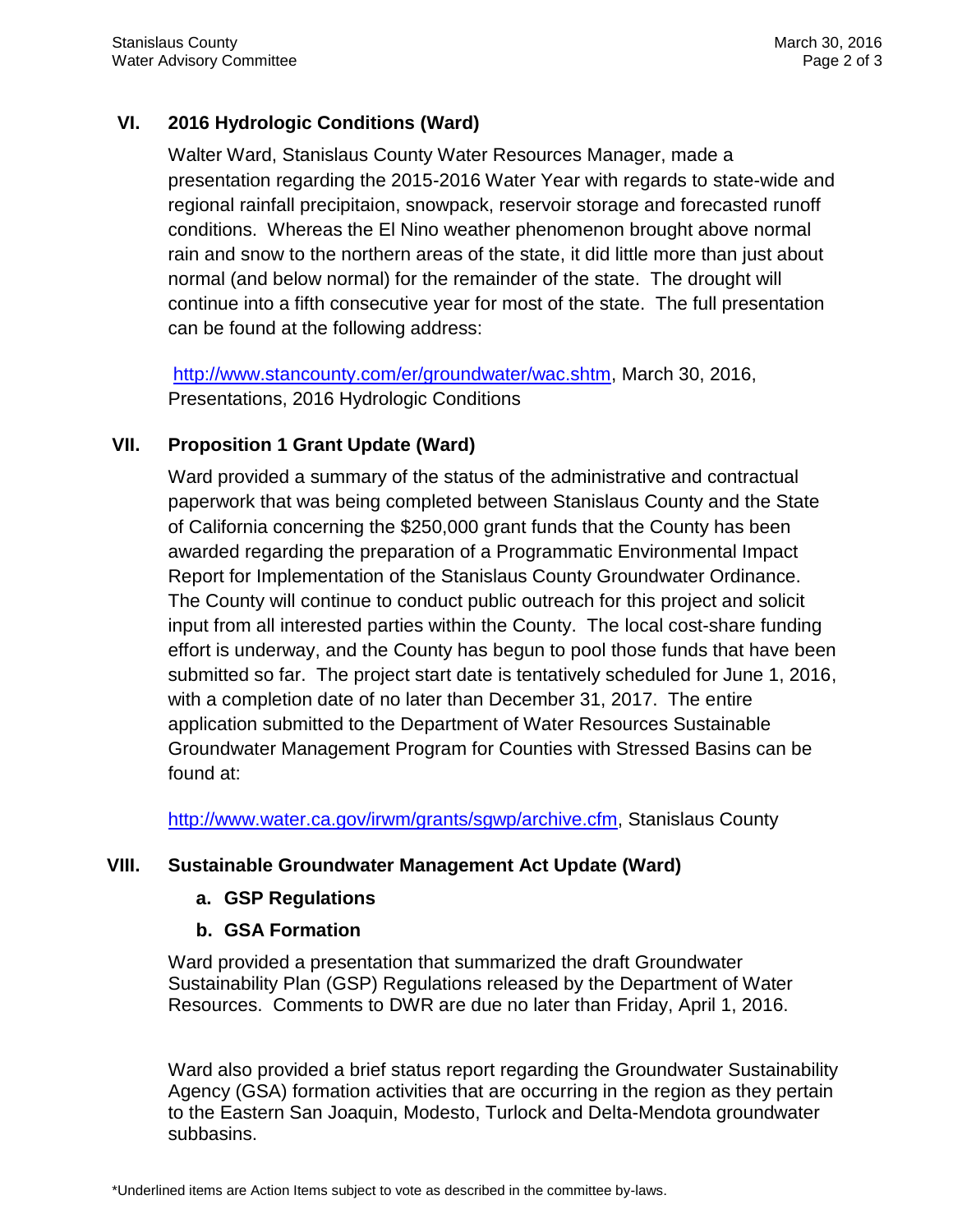## VI. 2016 Hydrologic Conditions (Ward)

Walter Ward, Stanislaus County Water Resources Manager, made a presentation regarding the 2015-2016 Water Year with regards to state-wide and regional rainfall precipitaion, snowpack, reservoir storage and forecasted runoff conditions. Whereas the El Nino weather phenomenon brought above normal rain and snow to the northern areas of the state, it did little more than just about normal (and below normal) for the remainder of the state. The drought will continue into a fifth consecutive year for most of the state. The full presentation can be found at the following address:

http://www.stancounty.com/er/groundwater/wac.shtm, March 30, 2016, Presentations, 2016 Hydrologic Conditions

## VII. Proposition 1 Grant Update (Ward)

Ward provided a summary of the status of the administrative and contractual paperwork that was being completed between Stanislaus County and the State of California concerning the $250,000 grant funds that the County has been awarded regarding the preparation of a Programmatic Environmental Impact Report for Implementation of the Stanislaus County Groundwater Ordinance. The County will continue to conduct public outreach for this project and solicit input from all interested parties within the County. The local cost-share funding effort is underway, and the County has begun to pool those funds that have been submitted so far. The project start date is tentatively scheduled for June 1, 2016, with a completion date of no later than December 31, 2017. The entire application submitted to the Department of Water Resources Sustainable Groundwater Management Program for Counties with Stressed Basins can be found at:

http://www.water.ca.gov/irwm/grants/sgwp/archive.cfm, Stanislaus County

## VIII. Sustainable Groundwater Management Act Update (Ward)

### a. GSP Regulations

### b. GSA Formation

Ward provided a presentation that summarized the draft Groundwater Sustainability Plan (GSP) Regulations released by the Department of Water Resources. Comments to DWR are due no later than Friday, April 1, 2016.

Ward also provided a brief status report regarding the Groundwater Sustainability Agency (GSA) formation activities that are occurring in the region as they pertain to the Eastern San Joaquin, Modesto, Turlock and Delta-Mendota groundwater subbasins.

*Underlined items are Action Items subject to vote as described in the committee by-laws.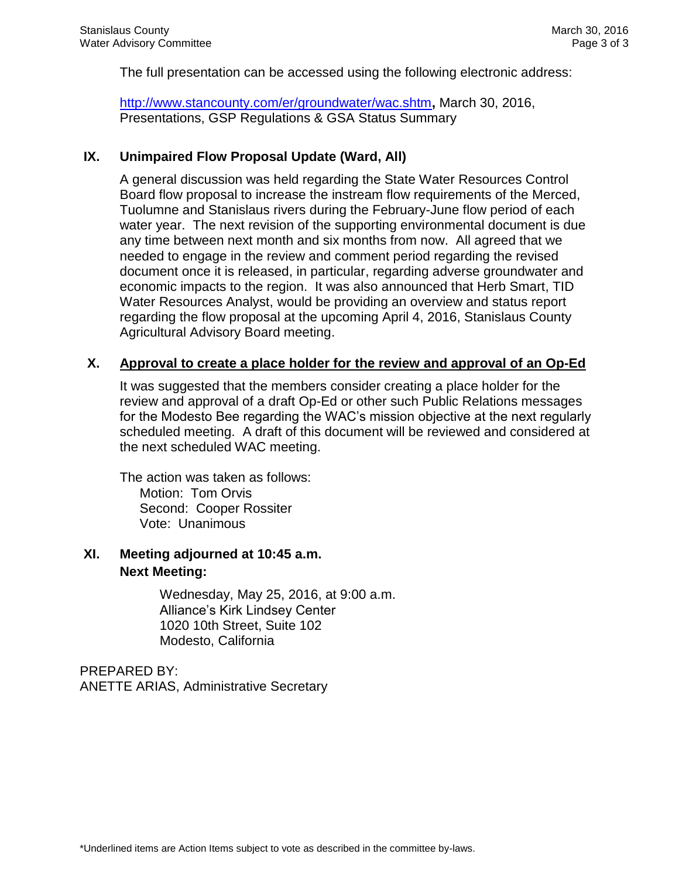The full presentation can be accessed using the following electronic address:

http://www.stancounty.com/er/groundwater/wac.shtm**,** March 30, 2016, Presentations, GSP Regulations & GSA Status Summary

## IX. Unimpaired Flow Proposal Update (Ward, All)

A general discussion was held regarding the State Water Resources Control Board flow proposal to increase the instream flow requirements of the Merced, Tuolumne and Stanislaus rivers during the February-June flow period of each water year. The next revision of the supporting environmental document is due any time between next month and six months from now. All agreed that we needed to engage in the review and comment period regarding the revised document once it is released, in particular, regarding adverse groundwater and economic impacts to the region. It was also announced that Herb Smart, TID Water Resources Analyst, would be providing an overview and status report regarding the flow proposal at the upcoming April 4, 2016, Stanislaus County Agricultural Advisory Board meeting.

## X. <u>Approval to create a place holder for the review and approval of an Op-Ed</u>

It was suggested that the members consider creating a place holder for the review and approval of a draft Op-Ed or other such Public Relations messages for the Modesto Bee regarding the WAC's mission objective at the next regularly scheduled meeting. A draft of this document will be reviewed and considered at the next scheduled WAC meeting.

The action was taken as follows:
Motion: Tom Orvis
Second: Cooper Rossiter
Vote: Unanimous

## XI. Meeting adjourned at 10:45 a.m.
**Next Meeting:**

Wednesday, May 25, 2016, at 9:00 a.m.
Alliance's Kirk Lindsey Center
1020 10th Street, Suite 102
Modesto, California

PREPARED BY:
ANETTE ARIAS, Administrative Secretary

\*Underlined items are Action Items subject to vote as described in the committee by-laws.